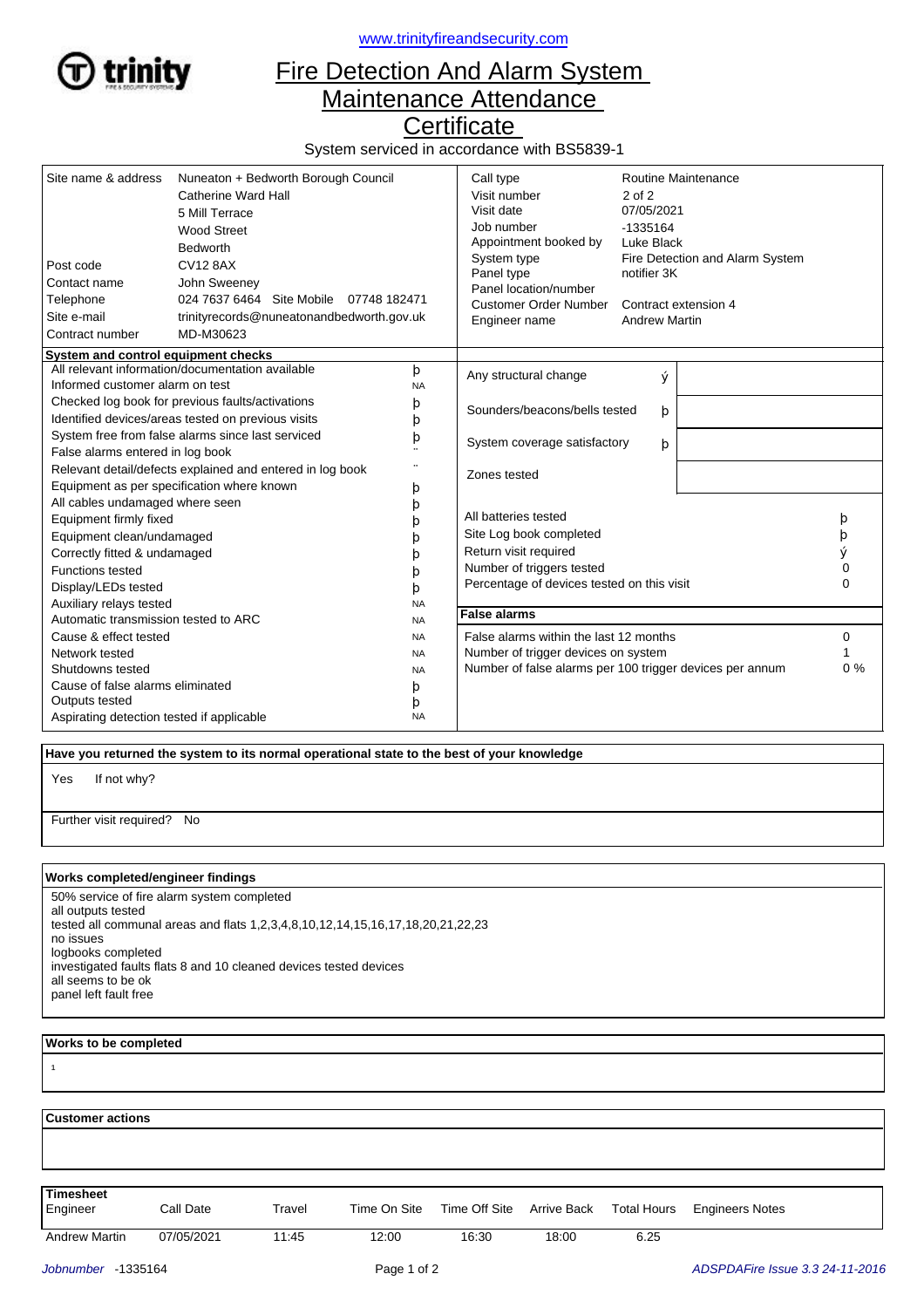www.trinityfireandsecurity.com

# Fire Detection And Alarm System Maintenance Attendance Certificate

System serviced in accordance with BS5839-1

| | |
|---|---|
| Site name & address | Nuneaton + Bedworth Borough Council<br>Catherine Ward Hall<br>5 Mill Terrace<br>Wood Street<br>Bedworth |
| Post code | CV12 8AX |
| Contact name | John Sweeney |
| Telephone | 024 7637 6464 Site Mobile 07748 182471 |
| Site e-mail | trinityrecords@nuneatonandbedworth.gov.uk |
| Contract number | MD-M30623 |

| | |
|---|---|
| Call type | Routine Maintenance |
| Visit number | 2 of 2 |
| Visit date | 07/05/2021 |
| Job number | -1335164 |
| Appointment booked by | Luke Black |
| System type | Fire Detection and Alarm System |
| Panel type | notifier 3K |
| Panel location/number | |
| Customer Order Number | Contract extension 4 |
| Engineer name | Andrew Martin |

**System and control equipment checks**

| Check | |
|---|---|
| All relevant information/documentation available | þ |
| Informed customer alarm on test | NA |
| Checked log book for previous faults/activations | þ |
| Identified devices/areas tested on previous visits | þ |
| System free from false alarms since last serviced | þ |
| False alarms entered in log book | .. |
| Relevant detail/defects explained and entered in log book | .. |
| Equipment as per specification where known | þ |
| All cables undamaged where seen | þ |
| Equipment firmly fixed | þ |
| Equipment clean/undamaged | þ |
| Correctly fitted & undamaged | þ |
| Functions tested | þ |
| Display/LEDs tested | þ |
| Auxiliary relays tested | NA |
| Automatic transmission tested to ARC | NA |
| Cause & effect tested | NA |
| Network tested | NA |
| Shutdowns tested | NA |
| Cause of false alarms eliminated | þ |
| Outputs tested | þ |
| Aspirating detection tested if applicable | NA |

| Check | | |
|---|---|---|
| Any structural change | ý | |
| Sounders/beacons/bells tested | þ | |
| System coverage satisfactory | þ | |
| Zones tested | | |

| | |
|---|---|
| All batteries tested | þ |
| Site Log book completed | þ |
| Return visit required | ý |
| Number of triggers tested | 0 |
| Percentage of devices tested on this visit | 0 |

**False alarms**

| | |
|---|---|
| False alarms within the last 12 months | 0 |
| Number of trigger devices on system | 1 |
| Number of false alarms per 100 trigger devices per annum | 0 % |

**Have you returned the system to its normal operational state to the best of your knowledge**

Yes    If not why?

Further visit required? No

**Works completed/engineer findings**

50% service of fire alarm system completed
all outputs tested
tested all communal areas and flats 1,2,3,4,8,10,12,14,15,16,17,18,20,21,22,23
no issues
logbooks completed
investigated faults flats 8 and 10 cleaned devices tested devices
all seems to be ok
panel left fault free

**Works to be completed**

1

**Customer actions**

**Timesheet**

| Engineer | Call Date | Travel | Time On Site | Time Off Site | Arrive Back | Total Hours | Engineers Notes |
|---|---|---|---|---|---|---|---|
| Andrew Martin | 07/05/2021 | 11:45 | 12:00 | 16:30 | 18:00 | 6.25 | |

*Jobnumber* -1335164    *ADSPDAFire Issue 3.3 24-11-2016*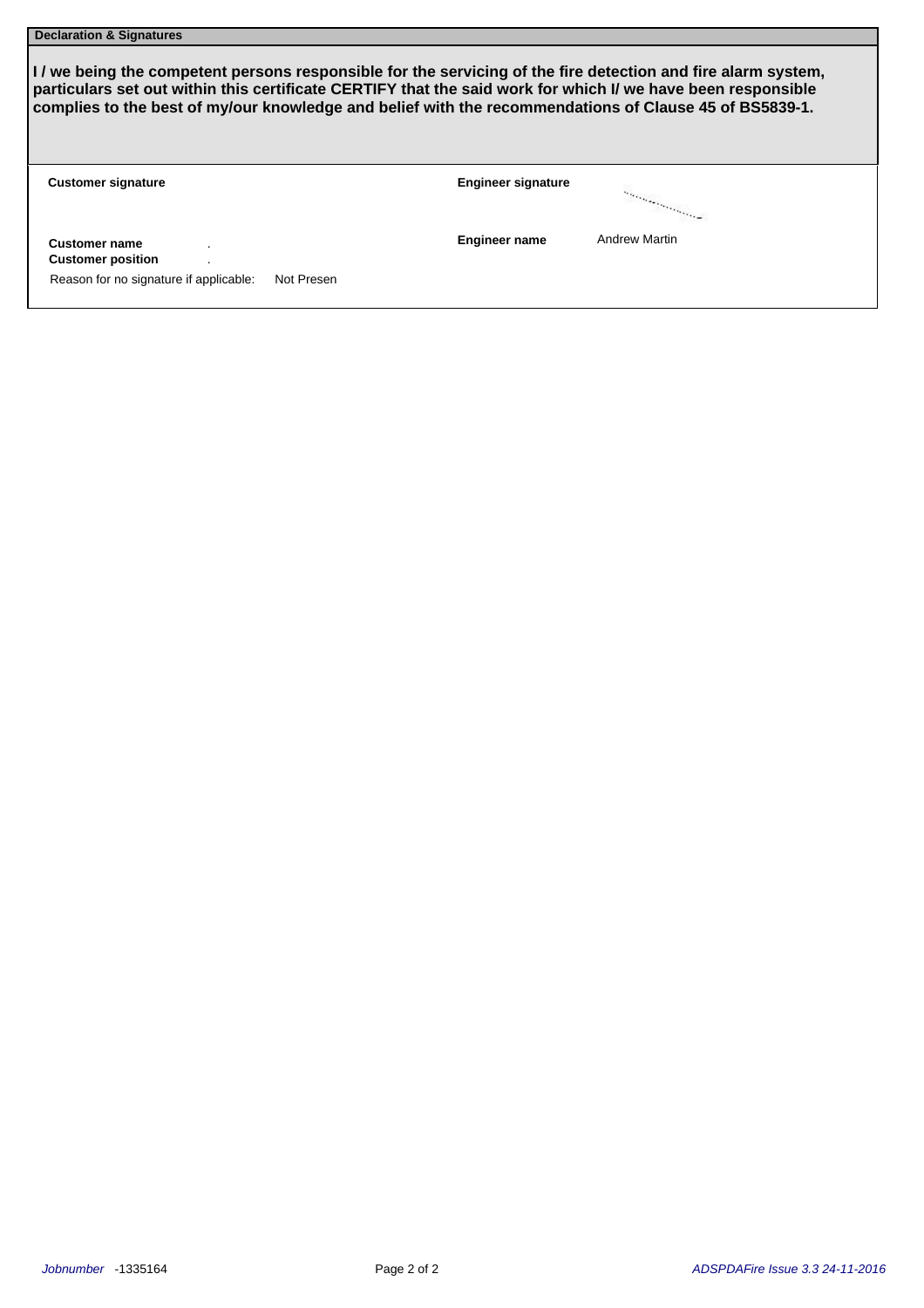## Declaration & Signatures

**I / we being the competent persons responsible for the servicing of the fire detection and fire alarm system, particulars set out within this certificate CERTIFY that the said work for which I/ we have been responsible complies to the best of my/our knowledge and belief with the recommendations of Clause 45 of BS5839-1.**

| | | | |
|---|---|---|---|
| **Customer signature** | | **Engineer signature** | |
| **Customer name** | . | **Engineer name** | Andrew Martin |
| **Customer position** | . | | |
| Reason for no signature if applicable: | Not Presen | | |

*Jobnumber* -1335164

*ADSPDAFire Issue 3.3 24-11-2016*